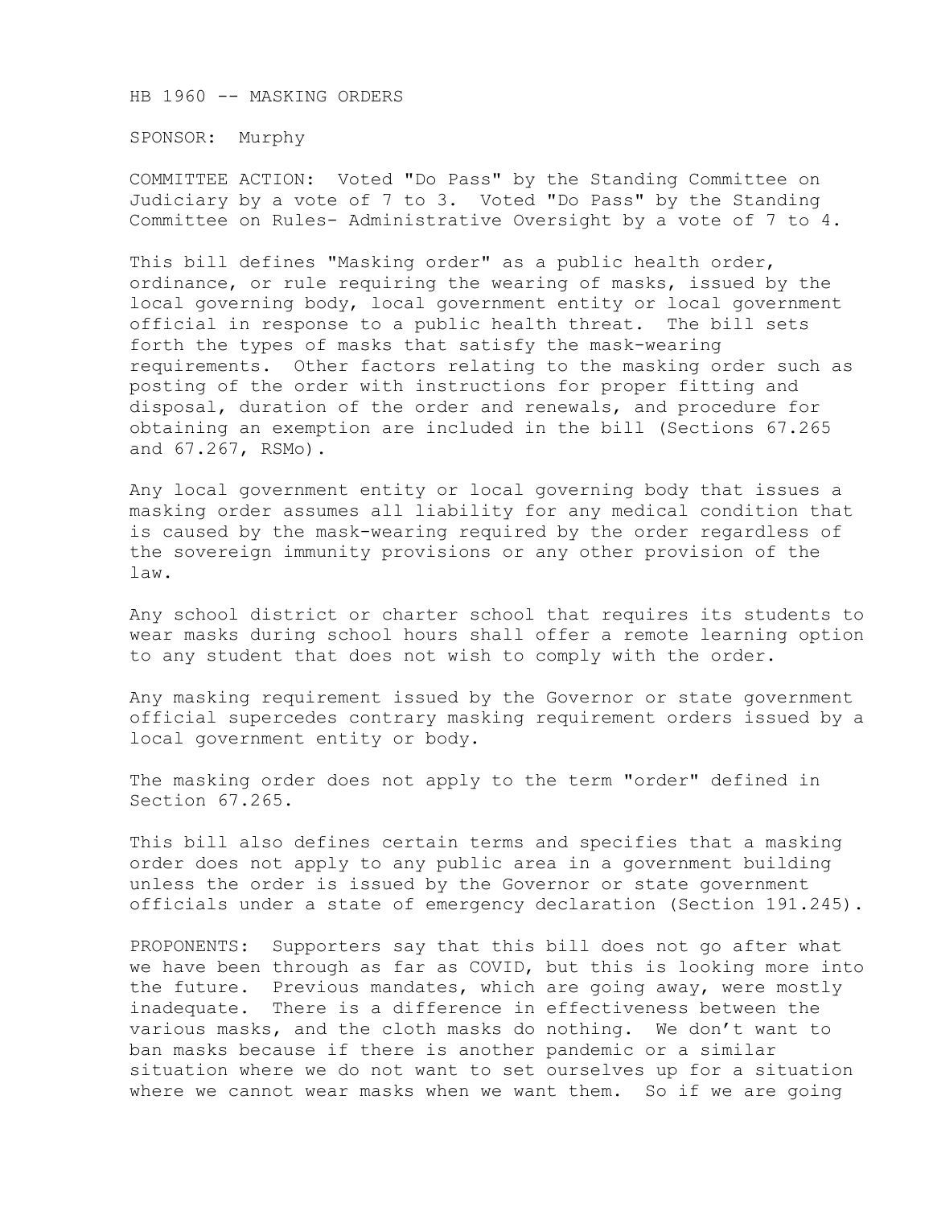HB 1960 -- MASKING ORDERS

SPONSOR: Murphy

COMMITTEE ACTION: Voted "Do Pass" by the Standing Committee on Judiciary by a vote of 7 to 3. Voted "Do Pass" by the Standing Committee on Rules- Administrative Oversight by a vote of 7 to 4.

This bill defines "Masking order" as a public health order, ordinance, or rule requiring the wearing of masks, issued by the local governing body, local government entity or local government official in response to a public health threat. The bill sets forth the types of masks that satisfy the mask-wearing requirements. Other factors relating to the masking order such as posting of the order with instructions for proper fitting and disposal, duration of the order and renewals, and procedure for obtaining an exemption are included in the bill (Sections 67.265 and 67.267, RSMo).

Any local government entity or local governing body that issues a masking order assumes all liability for any medical condition that is caused by the mask-wearing required by the order regardless of the sovereign immunity provisions or any other provision of the law.

Any school district or charter school that requires its students to wear masks during school hours shall offer a remote learning option to any student that does not wish to comply with the order.

Any masking requirement issued by the Governor or state government official supercedes contrary masking requirement orders issued by a local government entity or body.

The masking order does not apply to the term "order" defined in Section 67.265.

This bill also defines certain terms and specifies that a masking order does not apply to any public area in a government building unless the order is issued by the Governor or state government officials under a state of emergency declaration (Section 191.245).

PROPONENTS: Supporters say that this bill does not go after what we have been through as far as COVID, but this is looking more into the future. Previous mandates, which are going away, were mostly inadequate. There is a difference in effectiveness between the various masks, and the cloth masks do nothing. We don't want to ban masks because if there is another pandemic or a similar situation where we do not want to set ourselves up for a situation where we cannot wear masks when we want them. So if we are going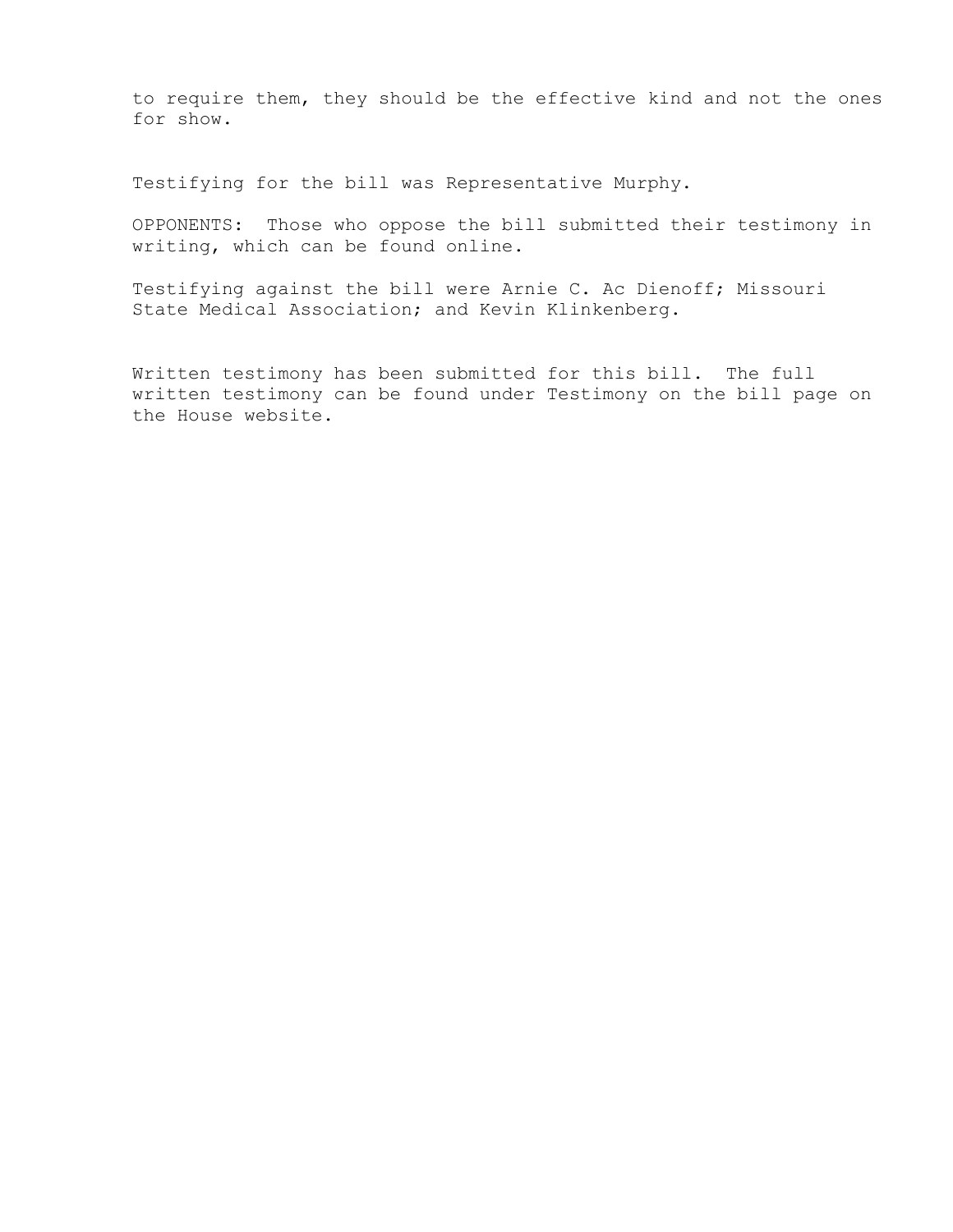to require them, they should be the effective kind and not the ones for show.

Testifying for the bill was Representative Murphy.

OPPONENTS: Those who oppose the bill submitted their testimony in writing, which can be found online.

Testifying against the bill were Arnie C. Ac Dienoff; Missouri State Medical Association; and Kevin Klinkenberg.

Written testimony has been submitted for this bill. The full written testimony can be found under Testimony on the bill page on the House website.